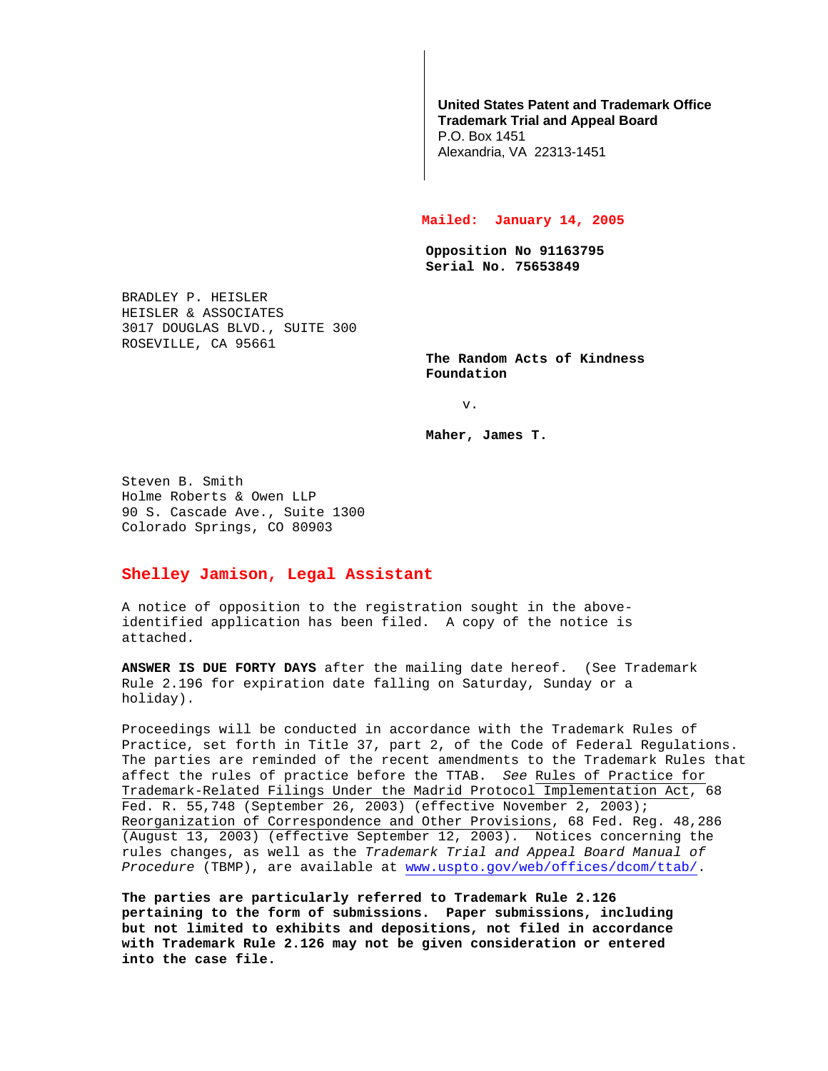**United States Patent and Trademark Office**
**Trademark Trial and Appeal Board**
P.O. Box 1451
Alexandria, VA 22313-1451

**Mailed: January 14, 2005**

**Opposition No 91163795**
**Serial No. 75653849**

BRADLEY P. HEISLER
HEISLER & ASSOCIATES
3017 DOUGLAS BLVD., SUITE 300
ROSEVILLE, CA 95661

**The Random Acts of Kindness Foundation**

v.

**Maher, James T.**

Steven B. Smith
Holme Roberts & Owen LLP
90 S. Cascade Ave., Suite 1300
Colorado Springs, CO 80903

**Shelley Jamison, Legal Assistant**

A notice of opposition to the registration sought in the above-identified application has been filed. A copy of the notice is attached.

**ANSWER IS DUE FORTY DAYS** after the mailing date hereof. (See Trademark Rule 2.196 for expiration date falling on Saturday, Sunday or a holiday).

Proceedings will be conducted in accordance with the Trademark Rules of Practice, set forth in Title 37, part 2, of the Code of Federal Regulations. The parties are reminded of the recent amendments to the Trademark Rules that affect the rules of practice before the TTAB. *See* Rules of Practice for Trademark-Related Filings Under the Madrid Protocol Implementation Act, 68 Fed. R. 55,748 (September 26, 2003) (effective November 2, 2003); Reorganization of Correspondence and Other Provisions, 68 Fed. Reg. 48,286 (August 13, 2003) (effective September 12, 2003). Notices concerning the rules changes, as well as the *Trademark Trial and Appeal Board Manual of Procedure* (TBMP), are available at www.uspto.gov/web/offices/dcom/ttab/.

**The parties are particularly referred to Trademark Rule 2.126 pertaining to the form of submissions. Paper submissions, including but not limited to exhibits and depositions, not filed in accordance with Trademark Rule 2.126 may not be given consideration or entered into the case file.**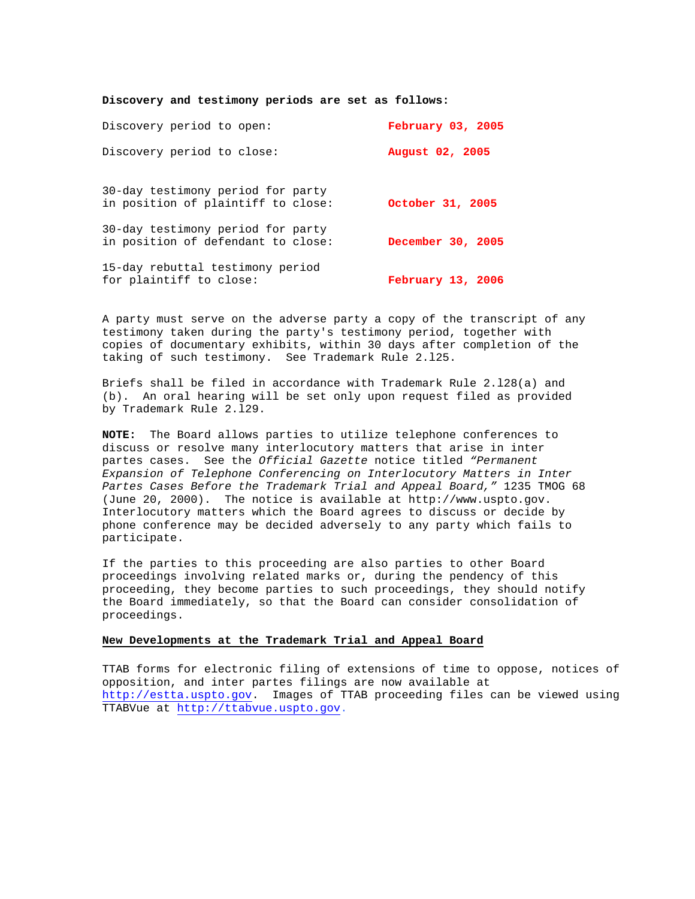**Discovery and testimony periods are set as follows:**

| | |
|---|---|
| Discovery period to open: | **February 03, 2005** |
| Discovery period to close: | **August 02, 2005** |
| 30-day testimony period for party in position of plaintiff to close: | **October 31, 2005** |
| 30-day testimony period for party in position of defendant to close: | **December 30, 2005** |
| 15-day rebuttal testimony period for plaintiff to close: | **February 13, 2006** |

A party must serve on the adverse party a copy of the transcript of any testimony taken during the party's testimony period, together with copies of documentary exhibits, within 30 days after completion of the taking of such testimony. See Trademark Rule 2.125.

Briefs shall be filed in accordance with Trademark Rule 2.128(a) and (b). An oral hearing will be set only upon request filed as provided by Trademark Rule 2.129.

**NOTE:** The Board allows parties to utilize telephone conferences to discuss or resolve many interlocutory matters that arise in inter partes cases. See the *Official Gazette* notice titled *"Permanent Expansion of Telephone Conferencing on Interlocutory Matters in Inter Partes Cases Before the Trademark Trial and Appeal Board,"* 1235 TMOG 68 (June 20, 2000). The notice is available at http://www.uspto.gov. Interlocutory matters which the Board agrees to discuss or decide by phone conference may be decided adversely to any party which fails to participate.

If the parties to this proceeding are also parties to other Board proceedings involving related marks or, during the pendency of this proceeding, they become parties to such proceedings, they should notify the Board immediately, so that the Board can consider consolidation of proceedings.

**New Developments at the Trademark Trial and Appeal Board**

TTAB forms for electronic filing of extensions of time to oppose, notices of opposition, and inter partes filings are now available at http://estta.uspto.gov. Images of TTAB proceeding files can be viewed using TTABVue at http://ttabvue.uspto.gov.